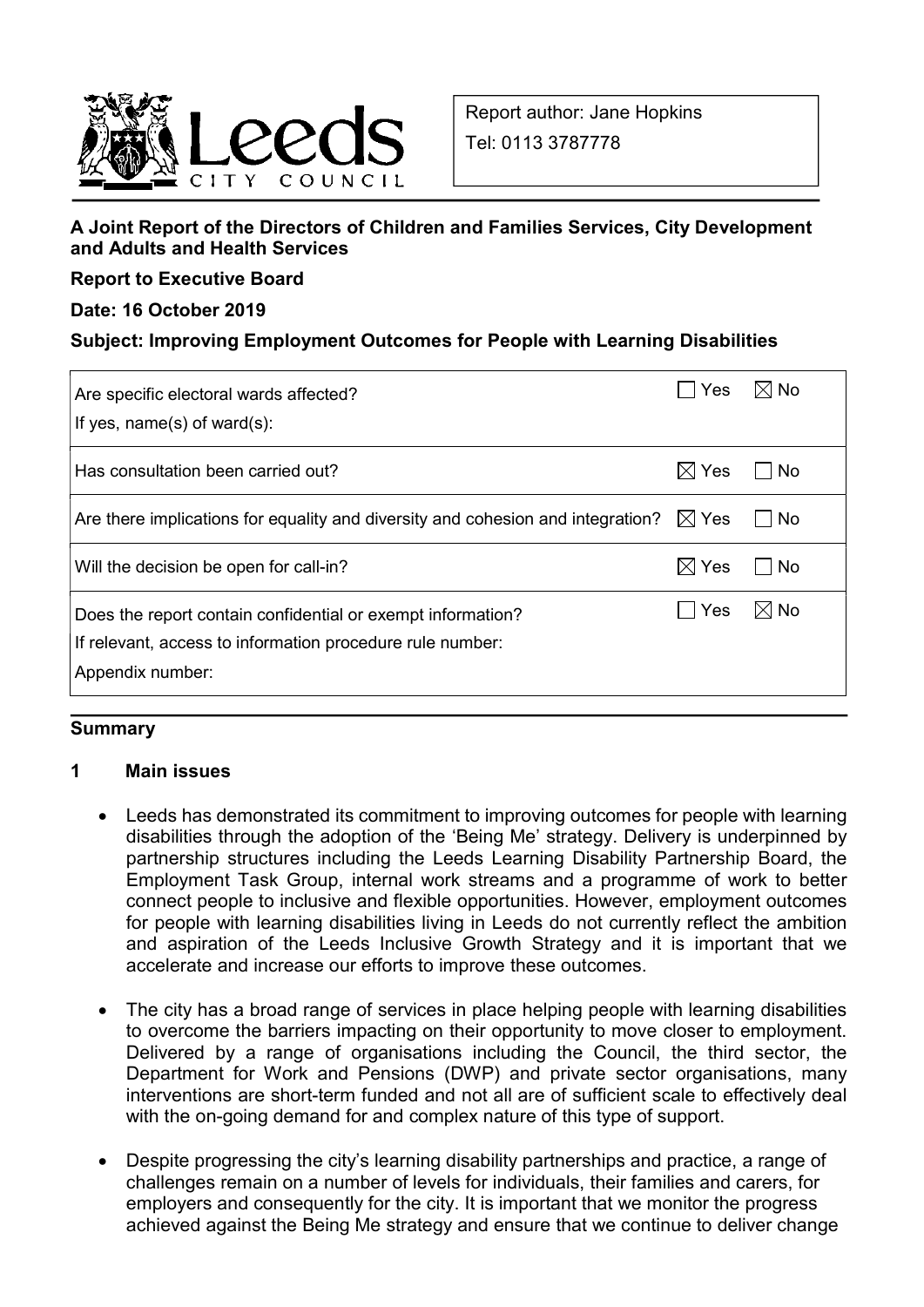Leeds CITY COUNCIL

Report author: Jane Hopkins

Tel: 0113 3787778

**A Joint Report of the Directors of Children and Families Services, City Development and Adults and Health Services**

**Report to Executive Board**

**Date: 16 October 2019**

**Subject: Improving Employment Outcomes for People with Learning Disabilities**

| | |
|---|---|
| Are specific electoral wards affected? If yes, name(s) of ward(s): | ☐ Yes ☒ No |
| Has consultation been carried out? | ☒ Yes ☐ No |
| Are there implications for equality and diversity and cohesion and integration? | ☒ Yes ☐ No |
| Will the decision be open for call-in? | ☒ Yes ☐ No |
| Does the report contain confidential or exempt information? If relevant, access to information procedure rule number: Appendix number: | ☐ Yes ☒ No |

## Summary

### 1 Main issues

- Leeds has demonstrated its commitment to improving outcomes for people with learning disabilities through the adoption of the 'Being Me' strategy. Delivery is underpinned by partnership structures including the Leeds Learning Disability Partnership Board, the Employment Task Group, internal work streams and a programme of work to better connect people to inclusive and flexible opportunities. However, employment outcomes for people with learning disabilities living in Leeds do not currently reflect the ambition and aspiration of the Leeds Inclusive Growth Strategy and it is important that we accelerate and increase our efforts to improve these outcomes.

- The city has a broad range of services in place helping people with learning disabilities to overcome the barriers impacting on their opportunity to move closer to employment. Delivered by a range of organisations including the Council, the third sector, the Department for Work and Pensions (DWP) and private sector organisations, many interventions are short-term funded and not all are of sufficient scale to effectively deal with the on-going demand for and complex nature of this type of support.

- Despite progressing the city's learning disability partnerships and practice, a range of challenges remain on a number of levels for individuals, their families and carers, for employers and consequently for the city. It is important that we monitor the progress achieved against the Being Me strategy and ensure that we continue to deliver change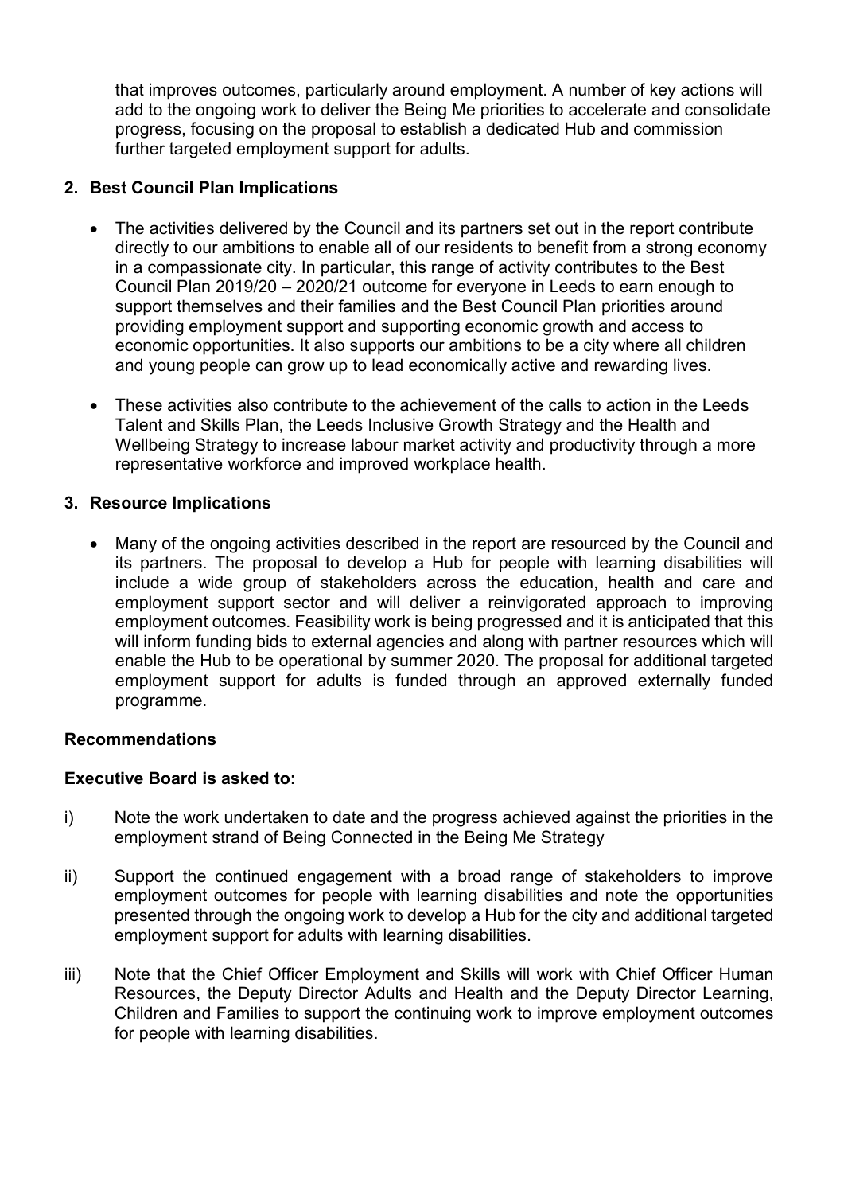that improves outcomes, particularly around employment. A number of key actions will add to the ongoing work to deliver the Being Me priorities to accelerate and consolidate progress, focusing on the proposal to establish a dedicated Hub and commission further targeted employment support for adults.

## 2. Best Council Plan Implications

- The activities delivered by the Council and its partners set out in the report contribute directly to our ambitions to enable all of our residents to benefit from a strong economy in a compassionate city. In particular, this range of activity contributes to the Best Council Plan 2019/20 – 2020/21 outcome for everyone in Leeds to earn enough to support themselves and their families and the Best Council Plan priorities around providing employment support and supporting economic growth and access to economic opportunities. It also supports our ambitions to be a city where all children and young people can grow up to lead economically active and rewarding lives.
- These activities also contribute to the achievement of the calls to action in the Leeds Talent and Skills Plan, the Leeds Inclusive Growth Strategy and the Health and Wellbeing Strategy to increase labour market activity and productivity through a more representative workforce and improved workplace health.

## 3. Resource Implications

- Many of the ongoing activities described in the report are resourced by the Council and its partners. The proposal to develop a Hub for people with learning disabilities will include a wide group of stakeholders across the education, health and care and employment support sector and will deliver a reinvigorated approach to improving employment outcomes. Feasibility work is being progressed and it is anticipated that this will inform funding bids to external agencies and along with partner resources which will enable the Hub to be operational by summer 2020. The proposal for additional targeted employment support for adults is funded through an approved externally funded programme.

## Recommendations

**Executive Board is asked to:**

i) Note the work undertaken to date and the progress achieved against the priorities in the employment strand of Being Connected in the Being Me Strategy

ii) Support the continued engagement with a broad range of stakeholders to improve employment outcomes for people with learning disabilities and note the opportunities presented through the ongoing work to develop a Hub for the city and additional targeted employment support for adults with learning disabilities.

iii) Note that the Chief Officer Employment and Skills will work with Chief Officer Human Resources, the Deputy Director Adults and Health and the Deputy Director Learning, Children and Families to support the continuing work to improve employment outcomes for people with learning disabilities.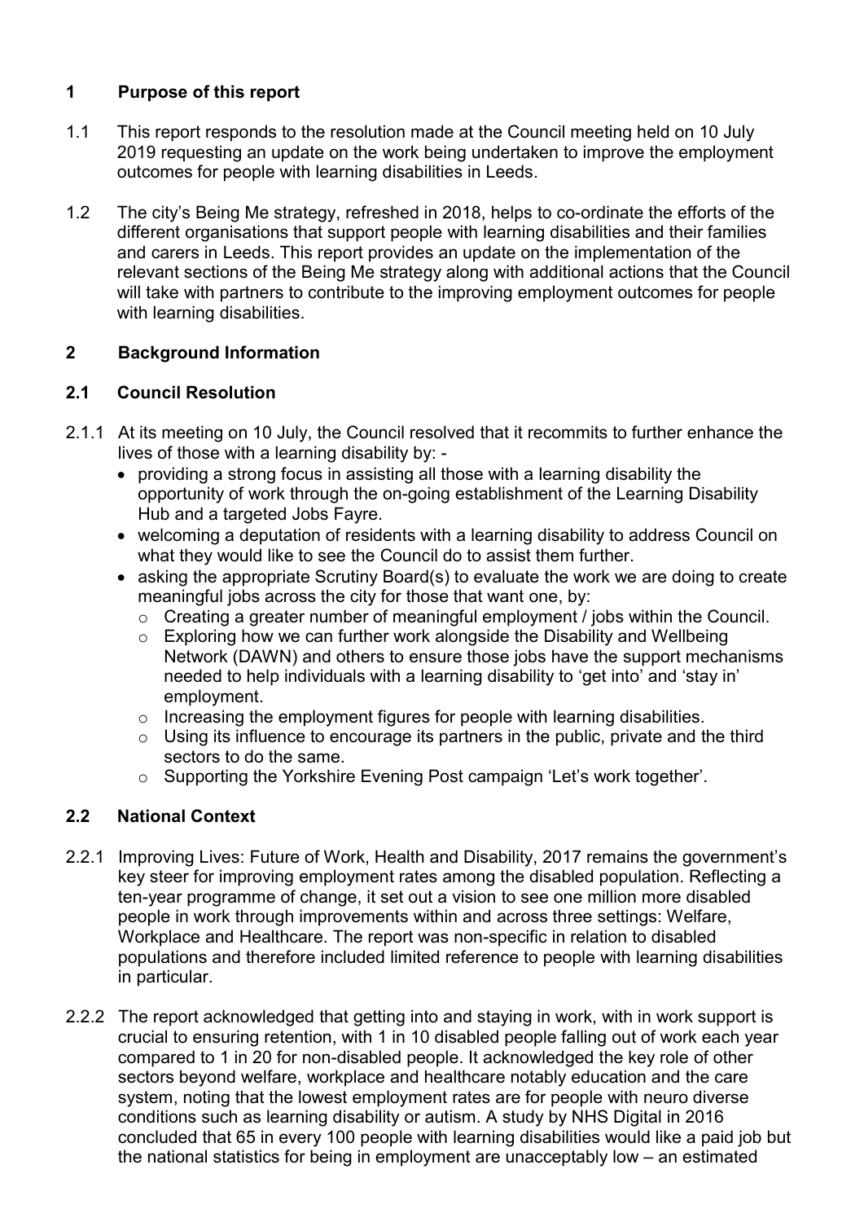## 1 Purpose of this report

1.1 This report responds to the resolution made at the Council meeting held on 10 July 2019 requesting an update on the work being undertaken to improve the employment outcomes for people with learning disabilities in Leeds.

1.2 The city's Being Me strategy, refreshed in 2018, helps to co-ordinate the efforts of the different organisations that support people with learning disabilities and their families and carers in Leeds. This report provides an update on the implementation of the relevant sections of the Being Me strategy along with additional actions that the Council will take with partners to contribute to the improving employment outcomes for people with learning disabilities.

## 2 Background Information

### 2.1 Council Resolution

2.1.1 At its meeting on 10 July, the Council resolved that it recommits to further enhance the lives of those with a learning disability by: -

- providing a strong focus in assisting all those with a learning disability the opportunity of work through the on-going establishment of the Learning Disability Hub and a targeted Jobs Fayre.
- welcoming a deputation of residents with a learning disability to address Council on what they would like to see the Council do to assist them further.
- asking the appropriate Scrutiny Board(s) to evaluate the work we are doing to create meaningful jobs across the city for those that want one, by:
  - Creating a greater number of meaningful employment / jobs within the Council.
  - Exploring how we can further work alongside the Disability and Wellbeing Network (DAWN) and others to ensure those jobs have the support mechanisms needed to help individuals with a learning disability to 'get into' and 'stay in' employment.
  - Increasing the employment figures for people with learning disabilities.
  - Using its influence to encourage its partners in the public, private and the third sectors to do the same.
  - Supporting the Yorkshire Evening Post campaign 'Let's work together'.

### 2.2 National Context

2.2.1 Improving Lives: Future of Work, Health and Disability, 2017 remains the government's key steer for improving employment rates among the disabled population. Reflecting a ten-year programme of change, it set out a vision to see one million more disabled people in work through improvements within and across three settings: Welfare, Workplace and Healthcare. The report was non-specific in relation to disabled populations and therefore included limited reference to people with learning disabilities in particular.

2.2.2 The report acknowledged that getting into and staying in work, with in work support is crucial to ensuring retention, with 1 in 10 disabled people falling out of work each year compared to 1 in 20 for non-disabled people. It acknowledged the key role of other sectors beyond welfare, workplace and healthcare notably education and the care system, noting that the lowest employment rates are for people with neuro diverse conditions such as learning disability or autism. A study by NHS Digital in 2016 concluded that 65 in every 100 people with learning disabilities would like a paid job but the national statistics for being in employment are unacceptably low – an estimated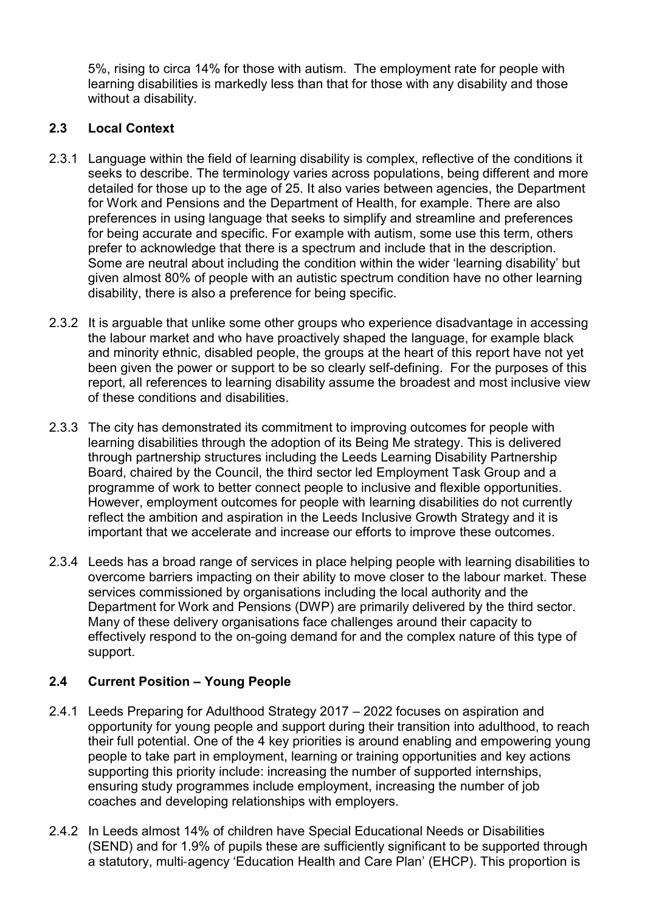5%, rising to circa 14% for those with autism. The employment rate for people with learning disabilities is markedly less than that for those with any disability and those without a disability.

## 2.3 Local Context

2.3.1 Language within the field of learning disability is complex, reflective of the conditions it seeks to describe. The terminology varies across populations, being different and more detailed for those up to the age of 25. It also varies between agencies, the Department for Work and Pensions and the Department of Health, for example. There are also preferences in using language that seeks to simplify and streamline and preferences for being accurate and specific. For example with autism, some use this term, others prefer to acknowledge that there is a spectrum and include that in the description. Some are neutral about including the condition within the wider 'learning disability' but given almost 80% of people with an autistic spectrum condition have no other learning disability, there is also a preference for being specific.

2.3.2 It is arguable that unlike some other groups who experience disadvantage in accessing the labour market and who have proactively shaped the language, for example black and minority ethnic, disabled people, the groups at the heart of this report have not yet been given the power or support to be so clearly self-defining. For the purposes of this report, all references to learning disability assume the broadest and most inclusive view of these conditions and disabilities.

2.3.3 The city has demonstrated its commitment to improving outcomes for people with learning disabilities through the adoption of its Being Me strategy. This is delivered through partnership structures including the Leeds Learning Disability Partnership Board, chaired by the Council, the third sector led Employment Task Group and a programme of work to better connect people to inclusive and flexible opportunities. However, employment outcomes for people with learning disabilities do not currently reflect the ambition and aspiration in the Leeds Inclusive Growth Strategy and it is important that we accelerate and increase our efforts to improve these outcomes.

2.3.4 Leeds has a broad range of services in place helping people with learning disabilities to overcome barriers impacting on their ability to move closer to the labour market. These services commissioned by organisations including the local authority and the Department for Work and Pensions (DWP) are primarily delivered by the third sector. Many of these delivery organisations face challenges around their capacity to effectively respond to the on-going demand for and the complex nature of this type of support.

## 2.4 Current Position – Young People

2.4.1 Leeds Preparing for Adulthood Strategy 2017 – 2022 focuses on aspiration and opportunity for young people and support during their transition into adulthood, to reach their full potential. One of the 4 key priorities is around enabling and empowering young people to take part in employment, learning or training opportunities and key actions supporting this priority include: increasing the number of supported internships, ensuring study programmes include employment, increasing the number of job coaches and developing relationships with employers.

2.4.2 In Leeds almost 14% of children have Special Educational Needs or Disabilities (SEND) and for 1.9% of pupils these are sufficiently significant to be supported through a statutory, multi-agency 'Education Health and Care Plan' (EHCP). This proportion is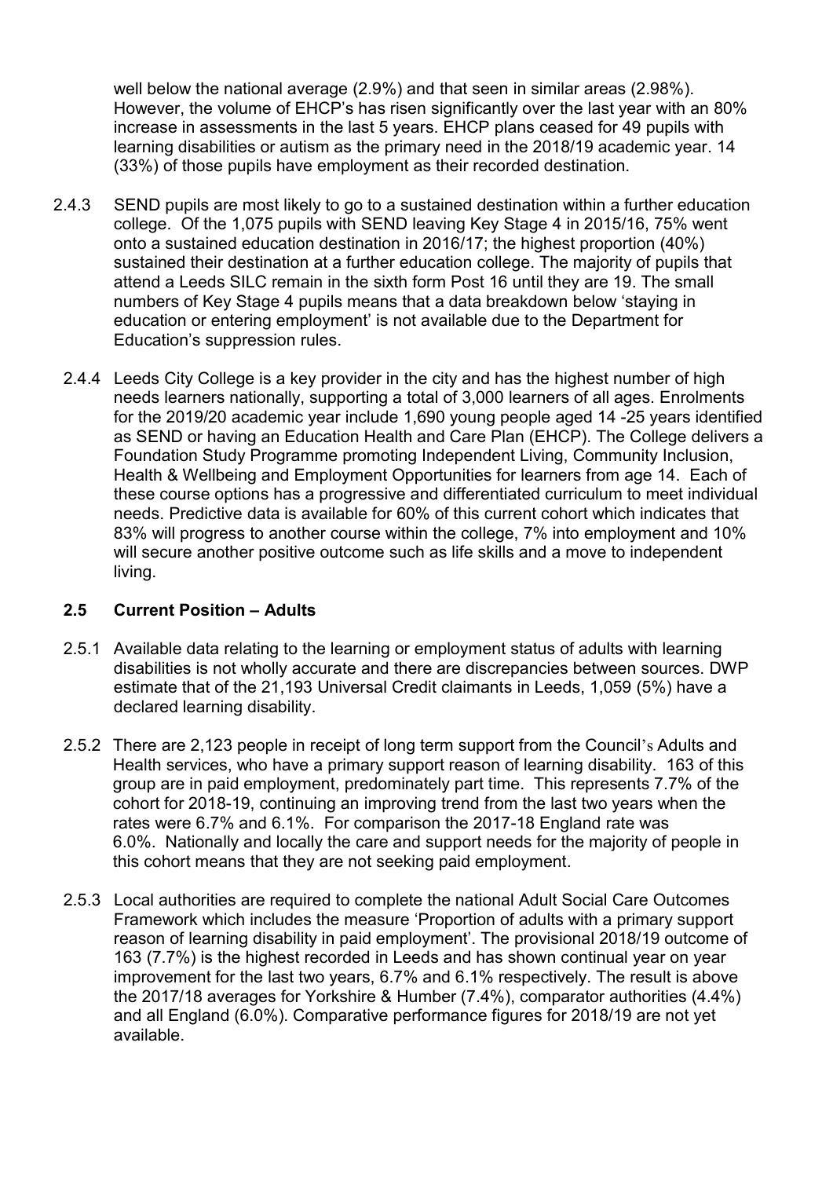well below the national average (2.9%) and that seen in similar areas (2.98%). However, the volume of EHCP's has risen significantly over the last year with an 80% increase in assessments in the last 5 years. EHCP plans ceased for 49 pupils with learning disabilities or autism as the primary need in the 2018/19 academic year. 14 (33%) of those pupils have employment as their recorded destination.

2.4.3 SEND pupils are most likely to go to a sustained destination within a further education college. Of the 1,075 pupils with SEND leaving Key Stage 4 in 2015/16, 75% went onto a sustained education destination in 2016/17; the highest proportion (40%) sustained their destination at a further education college. The majority of pupils that attend a Leeds SILC remain in the sixth form Post 16 until they are 19. The small numbers of Key Stage 4 pupils means that a data breakdown below 'staying in education or entering employment' is not available due to the Department for Education's suppression rules.

2.4.4 Leeds City College is a key provider in the city and has the highest number of high needs learners nationally, supporting a total of 3,000 learners of all ages. Enrolments for the 2019/20 academic year include 1,690 young people aged 14 -25 years identified as SEND or having an Education Health and Care Plan (EHCP). The College delivers a Foundation Study Programme promoting Independent Living, Community Inclusion, Health & Wellbeing and Employment Opportunities for learners from age 14. Each of these course options has a progressive and differentiated curriculum to meet individual needs. Predictive data is available for 60% of this current cohort which indicates that 83% will progress to another course within the college, 7% into employment and 10% will secure another positive outcome such as life skills and a move to independent living.

## 2.5 Current Position – Adults

2.5.1 Available data relating to the learning or employment status of adults with learning disabilities is not wholly accurate and there are discrepancies between sources. DWP estimate that of the 21,193 Universal Credit claimants in Leeds, 1,059 (5%) have a declared learning disability.

2.5.2 There are 2,123 people in receipt of long term support from the Council's Adults and Health services, who have a primary support reason of learning disability. 163 of this group are in paid employment, predominately part time. This represents 7.7% of the cohort for 2018-19, continuing an improving trend from the last two years when the rates were 6.7% and 6.1%. For comparison the 2017-18 England rate was 6.0%. Nationally and locally the care and support needs for the majority of people in this cohort means that they are not seeking paid employment.

2.5.3 Local authorities are required to complete the national Adult Social Care Outcomes Framework which includes the measure 'Proportion of adults with a primary support reason of learning disability in paid employment'. The provisional 2018/19 outcome of 163 (7.7%) is the highest recorded in Leeds and has shown continual year on year improvement for the last two years, 6.7% and 6.1% respectively. The result is above the 2017/18 averages for Yorkshire & Humber (7.4%), comparator authorities (4.4%) and all England (6.0%). Comparative performance figures for 2018/19 are not yet available.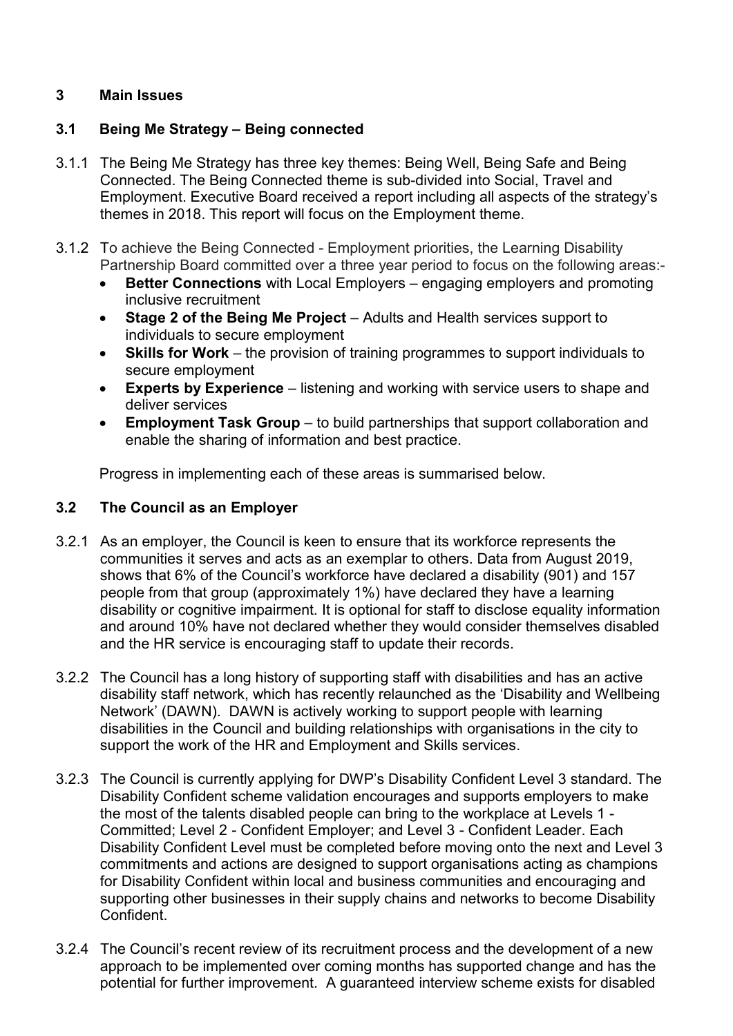## 3 Main Issues

### 3.1 Being Me Strategy – Being connected

3.1.1 The Being Me Strategy has three key themes: Being Well, Being Safe and Being Connected. The Being Connected theme is sub-divided into Social, Travel and Employment. Executive Board received a report including all aspects of the strategy's themes in 2018. This report will focus on the Employment theme.

3.1.2 To achieve the Being Connected - Employment priorities, the Learning Disability Partnership Board committed over a three year period to focus on the following areas:-

- **Better Connections** with Local Employers – engaging employers and promoting inclusive recruitment
- **Stage 2 of the Being Me Project** – Adults and Health services support to individuals to secure employment
- **Skills for Work** – the provision of training programmes to support individuals to secure employment
- **Experts by Experience** – listening and working with service users to shape and deliver services
- **Employment Task Group** – to build partnerships that support collaboration and enable the sharing of information and best practice.

Progress in implementing each of these areas is summarised below.

### 3.2 The Council as an Employer

3.2.1 As an employer, the Council is keen to ensure that its workforce represents the communities it serves and acts as an exemplar to others. Data from August 2019, shows that 6% of the Council's workforce have declared a disability (901) and 157 people from that group (approximately 1%) have declared they have a learning disability or cognitive impairment. It is optional for staff to disclose equality information and around 10% have not declared whether they would consider themselves disabled and the HR service is encouraging staff to update their records.

3.2.2 The Council has a long history of supporting staff with disabilities and has an active disability staff network, which has recently relaunched as the 'Disability and Wellbeing Network' (DAWN). DAWN is actively working to support people with learning disabilities in the Council and building relationships with organisations in the city to support the work of the HR and Employment and Skills services.

3.2.3 The Council is currently applying for DWP's Disability Confident Level 3 standard. The Disability Confident scheme validation encourages and supports employers to make the most of the talents disabled people can bring to the workplace at Levels 1 - Committed; Level 2 - Confident Employer; and Level 3 - Confident Leader. Each Disability Confident Level must be completed before moving onto the next and Level 3 commitments and actions are designed to support organisations acting as champions for Disability Confident within local and business communities and encouraging and supporting other businesses in their supply chains and networks to become Disability Confident.

3.2.4 The Council's recent review of its recruitment process and the development of a new approach to be implemented over coming months has supported change and has the potential for further improvement. A guaranteed interview scheme exists for disabled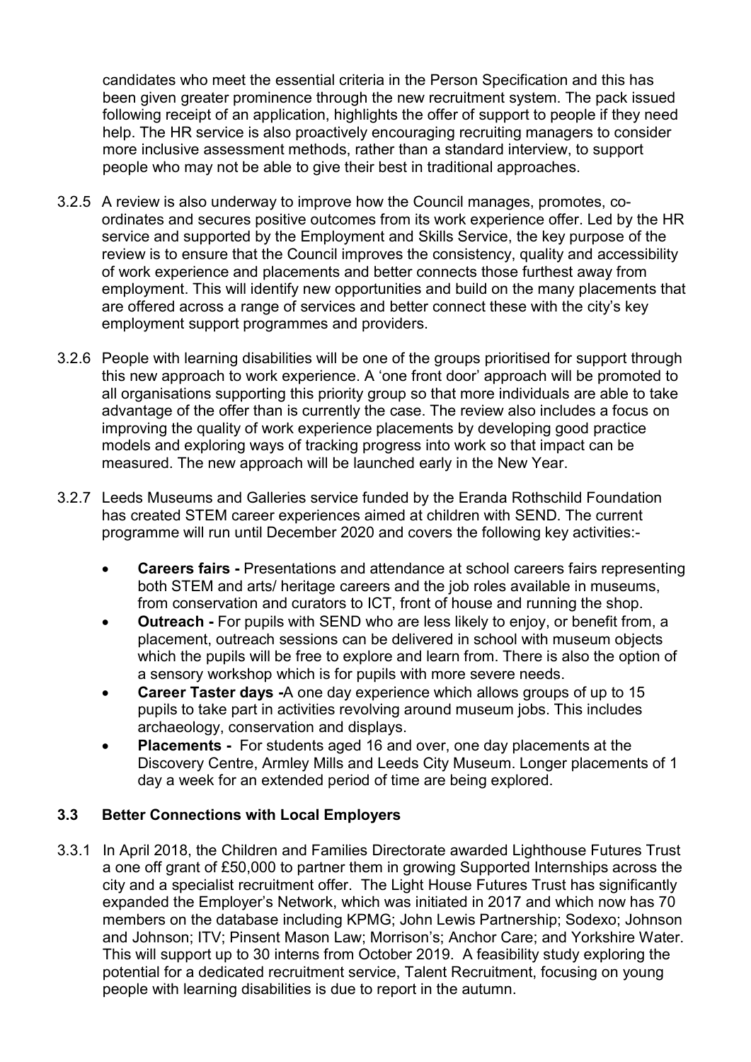candidates who meet the essential criteria in the Person Specification and this has been given greater prominence through the new recruitment system. The pack issued following receipt of an application, highlights the offer of support to people if they need help. The HR service is also proactively encouraging recruiting managers to consider more inclusive assessment methods, rather than a standard interview, to support people who may not be able to give their best in traditional approaches.

3.2.5 A review is also underway to improve how the Council manages, promotes, co-ordinates and secures positive outcomes from its work experience offer. Led by the HR service and supported by the Employment and Skills Service, the key purpose of the review is to ensure that the Council improves the consistency, quality and accessibility of work experience and placements and better connects those furthest away from employment. This will identify new opportunities and build on the many placements that are offered across a range of services and better connect these with the city's key employment support programmes and providers.

3.2.6 People with learning disabilities will be one of the groups prioritised for support through this new approach to work experience. A 'one front door' approach will be promoted to all organisations supporting this priority group so that more individuals are able to take advantage of the offer than is currently the case. The review also includes a focus on improving the quality of work experience placements by developing good practice models and exploring ways of tracking progress into work so that impact can be measured. The new approach will be launched early in the New Year.

3.2.7 Leeds Museums and Galleries service funded by the Eranda Rothschild Foundation has created STEM career experiences aimed at children with SEND. The current programme will run until December 2020 and covers the following key activities:-

- **Careers fairs -** Presentations and attendance at school careers fairs representing both STEM and arts/ heritage careers and the job roles available in museums, from conservation and curators to ICT, front of house and running the shop.
- **Outreach -** For pupils with SEND who are less likely to enjoy, or benefit from, a placement, outreach sessions can be delivered in school with museum objects which the pupils will be free to explore and learn from. There is also the option of a sensory workshop which is for pupils with more severe needs.
- **Career Taster days -**A one day experience which allows groups of up to 15 pupils to take part in activities revolving around museum jobs. This includes archaeology, conservation and displays.
- **Placements -** For students aged 16 and over, one day placements at the Discovery Centre, Armley Mills and Leeds City Museum. Longer placements of 1 day a week for an extended period of time are being explored.

### 3.3 Better Connections with Local Employers

3.3.1 In April 2018, the Children and Families Directorate awarded Lighthouse Futures Trust a one off grant of £50,000 to partner them in growing Supported Internships across the city and a specialist recruitment offer. The Light House Futures Trust has significantly expanded the Employer's Network, which was initiated in 2017 and which now has 70 members on the database including KPMG; John Lewis Partnership; Sodexo; Johnson and Johnson; ITV; Pinsent Mason Law; Morrison's; Anchor Care; and Yorkshire Water. This will support up to 30 interns from October 2019. A feasibility study exploring the potential for a dedicated recruitment service, Talent Recruitment, focusing on young people with learning disabilities is due to report in the autumn.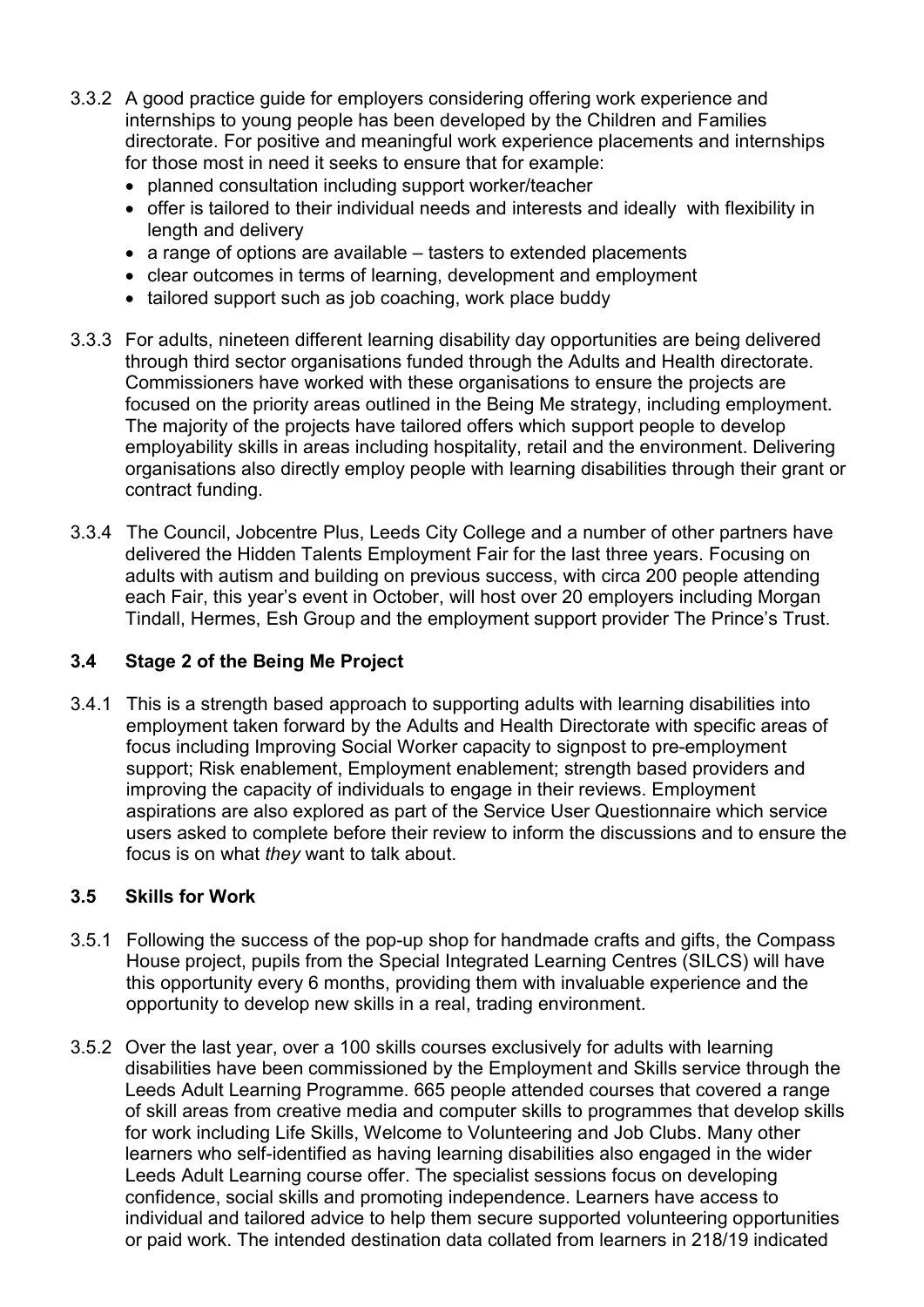3.3.2 A good practice guide for employers considering offering work experience and internships to young people has been developed by the Children and Families directorate. For positive and meaningful work experience placements and internships for those most in need it seeks to ensure that for example:

- planned consultation including support worker/teacher
- offer is tailored to their individual needs and interests and ideally with flexibility in length and delivery
- a range of options are available – tasters to extended placements
- clear outcomes in terms of learning, development and employment
- tailored support such as job coaching, work place buddy

3.3.3 For adults, nineteen different learning disability day opportunities are being delivered through third sector organisations funded through the Adults and Health directorate. Commissioners have worked with these organisations to ensure the projects are focused on the priority areas outlined in the Being Me strategy, including employment. The majority of the projects have tailored offers which support people to develop employability skills in areas including hospitality, retail and the environment. Delivering organisations also directly employ people with learning disabilities through their grant or contract funding.

3.3.4 The Council, Jobcentre Plus, Leeds City College and a number of other partners have delivered the Hidden Talents Employment Fair for the last three years. Focusing on adults with autism and building on previous success, with circa 200 people attending each Fair, this year's event in October, will host over 20 employers including Morgan Tindall, Hermes, Esh Group and the employment support provider The Prince's Trust.

### 3.4 Stage 2 of the Being Me Project

3.4.1 This is a strength based approach to supporting adults with learning disabilities into employment taken forward by the Adults and Health Directorate with specific areas of focus including Improving Social Worker capacity to signpost to pre-employment support; Risk enablement, Employment enablement; strength based providers and improving the capacity of individuals to engage in their reviews. Employment aspirations are also explored as part of the Service User Questionnaire which service users asked to complete before their review to inform the discussions and to ensure the focus is on what *they* want to talk about.

### 3.5 Skills for Work

3.5.1 Following the success of the pop-up shop for handmade crafts and gifts, the Compass House project, pupils from the Special Integrated Learning Centres (SILCS) will have this opportunity every 6 months, providing them with invaluable experience and the opportunity to develop new skills in a real, trading environment.

3.5.2 Over the last year, over a 100 skills courses exclusively for adults with learning disabilities have been commissioned by the Employment and Skills service through the Leeds Adult Learning Programme. 665 people attended courses that covered a range of skill areas from creative media and computer skills to programmes that develop skills for work including Life Skills, Welcome to Volunteering and Job Clubs. Many other learners who self-identified as having learning disabilities also engaged in the wider Leeds Adult Learning course offer. The specialist sessions focus on developing confidence, social skills and promoting independence. Learners have access to individual and tailored advice to help them secure supported volunteering opportunities or paid work. The intended destination data collated from learners in 218/19 indicated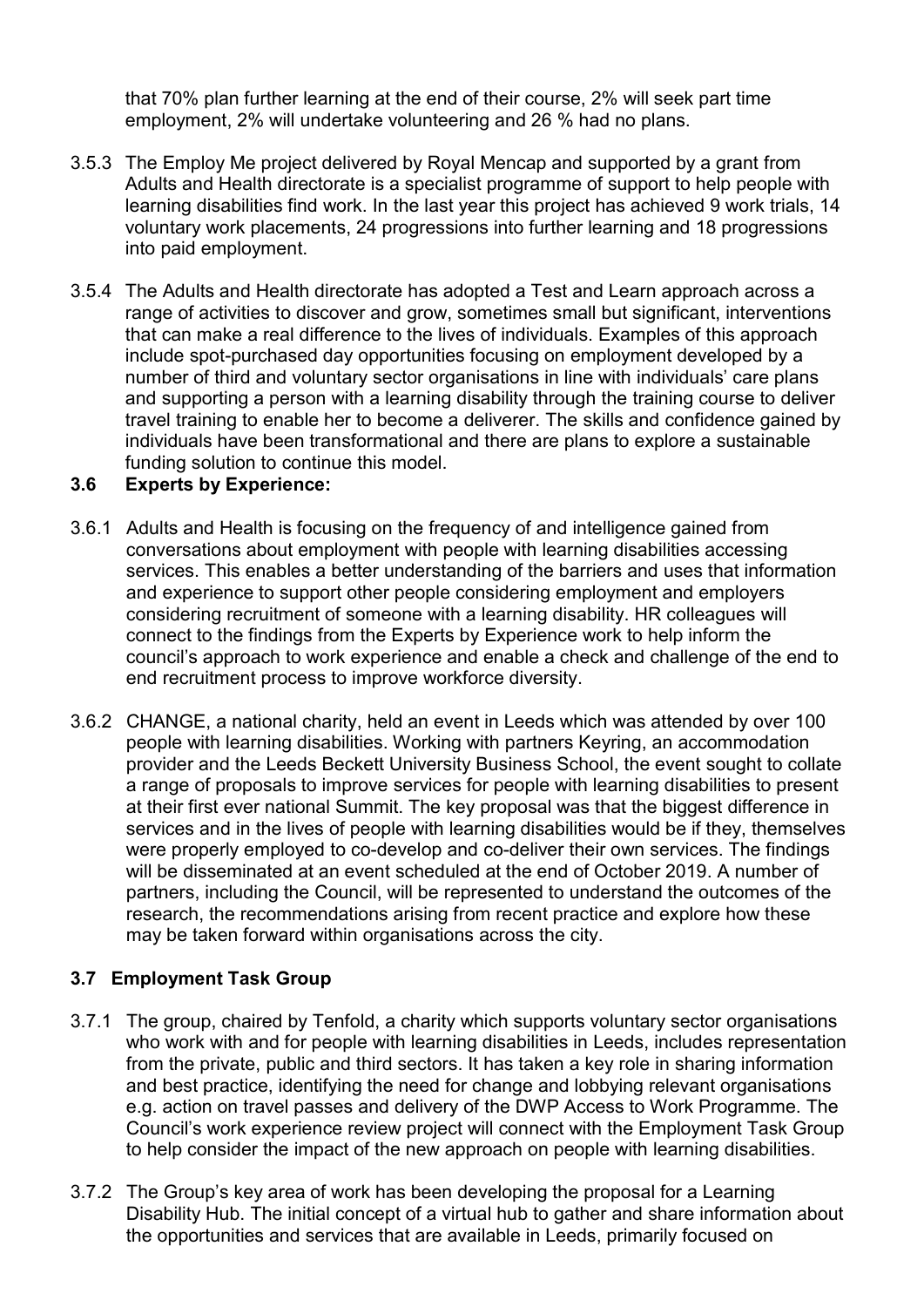that 70% plan further learning at the end of their course, 2% will seek part time employment, 2% will undertake volunteering and 26 % had no plans.

3.5.3 The Employ Me project delivered by Royal Mencap and supported by a grant from Adults and Health directorate is a specialist programme of support to help people with learning disabilities find work. In the last year this project has achieved 9 work trials, 14 voluntary work placements, 24 progressions into further learning and 18 progressions into paid employment.

3.5.4 The Adults and Health directorate has adopted a Test and Learn approach across a range of activities to discover and grow, sometimes small but significant, interventions that can make a real difference to the lives of individuals. Examples of this approach include spot-purchased day opportunities focusing on employment developed by a number of third and voluntary sector organisations in line with individuals' care plans and supporting a person with a learning disability through the training course to deliver travel training to enable her to become a deliverer. The skills and confidence gained by individuals have been transformational and there are plans to explore a sustainable funding solution to continue this model.

### 3.6 Experts by Experience:

3.6.1 Adults and Health is focusing on the frequency of and intelligence gained from conversations about employment with people with learning disabilities accessing services. This enables a better understanding of the barriers and uses that information and experience to support other people considering employment and employers considering recruitment of someone with a learning disability. HR colleagues will connect to the findings from the Experts by Experience work to help inform the council's approach to work experience and enable a check and challenge of the end to end recruitment process to improve workforce diversity.

3.6.2 CHANGE, a national charity, held an event in Leeds which was attended by over 100 people with learning disabilities. Working with partners Keyring, an accommodation provider and the Leeds Beckett University Business School, the event sought to collate a range of proposals to improve services for people with learning disabilities to present at their first ever national Summit. The key proposal was that the biggest difference in services and in the lives of people with learning disabilities would be if they, themselves were properly employed to co-develop and co-deliver their own services. The findings will be disseminated at an event scheduled at the end of October 2019. A number of partners, including the Council, will be represented to understand the outcomes of the research, the recommendations arising from recent practice and explore how these may be taken forward within organisations across the city.

### 3.7 Employment Task Group

3.7.1 The group, chaired by Tenfold, a charity which supports voluntary sector organisations who work with and for people with learning disabilities in Leeds, includes representation from the private, public and third sectors. It has taken a key role in sharing information and best practice, identifying the need for change and lobbying relevant organisations e.g. action on travel passes and delivery of the DWP Access to Work Programme. The Council's work experience review project will connect with the Employment Task Group to help consider the impact of the new approach on people with learning disabilities.

3.7.2 The Group's key area of work has been developing the proposal for a Learning Disability Hub. The initial concept of a virtual hub to gather and share information about the opportunities and services that are available in Leeds, primarily focused on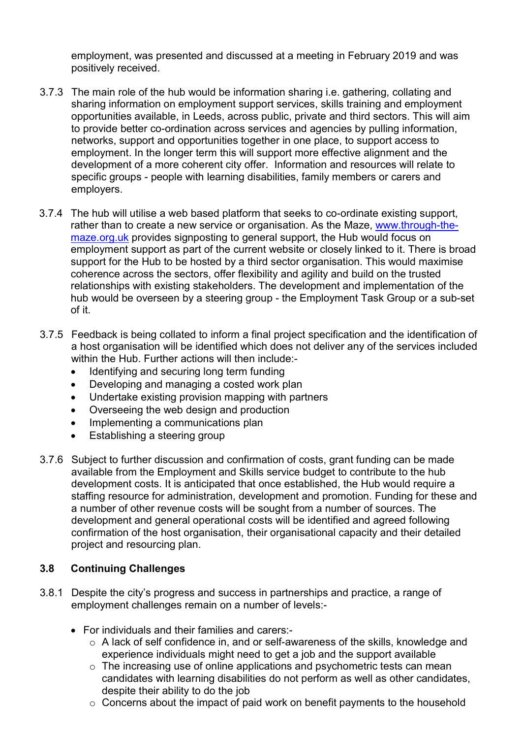employment, was presented and discussed at a meeting in February 2019 and was positively received.

3.7.3 The main role of the hub would be information sharing i.e. gathering, collating and sharing information on employment support services, skills training and employment opportunities available, in Leeds, across public, private and third sectors. This will aim to provide better co-ordination across services and agencies by pulling information, networks, support and opportunities together in one place, to support access to employment. In the longer term this will support more effective alignment and the development of a more coherent city offer. Information and resources will relate to specific groups - people with learning disabilities, family members or carers and employers.

3.7.4 The hub will utilise a web based platform that seeks to co-ordinate existing support, rather than to create a new service or organisation. As the Maze, [www.through-the-maze.org.uk](http://www.through-the-maze.org.uk) provides signposting to general support, the Hub would focus on employment support as part of the current website or closely linked to it. There is broad support for the Hub to be hosted by a third sector organisation. This would maximise coherence across the sectors, offer flexibility and agility and build on the trusted relationships with existing stakeholders. The development and implementation of the hub would be overseen by a steering group - the Employment Task Group or a sub-set of it.

3.7.5 Feedback is being collated to inform a final project specification and the identification of a host organisation will be identified which does not deliver any of the services included within the Hub. Further actions will then include:-

- Identifying and securing long term funding
- Developing and managing a costed work plan
- Undertake existing provision mapping with partners
- Overseeing the web design and production
- Implementing a communications plan
- Establishing a steering group

3.7.6 Subject to further discussion and confirmation of costs, grant funding can be made available from the Employment and Skills service budget to contribute to the hub development costs. It is anticipated that once established, the Hub would require a staffing resource for administration, development and promotion. Funding for these and a number of other revenue costs will be sought from a number of sources. The development and general operational costs will be identified and agreed following confirmation of the host organisation, their organisational capacity and their detailed project and resourcing plan.

### 3.8 Continuing Challenges

3.8.1 Despite the city's progress and success in partnerships and practice, a range of employment challenges remain on a number of levels:-

- For individuals and their families and carers:-
  - A lack of self confidence in, and or self-awareness of the skills, knowledge and experience individuals might need to get a job and the support available
  - The increasing use of online applications and psychometric tests can mean candidates with learning disabilities do not perform as well as other candidates, despite their ability to do the job
  - Concerns about the impact of paid work on benefit payments to the household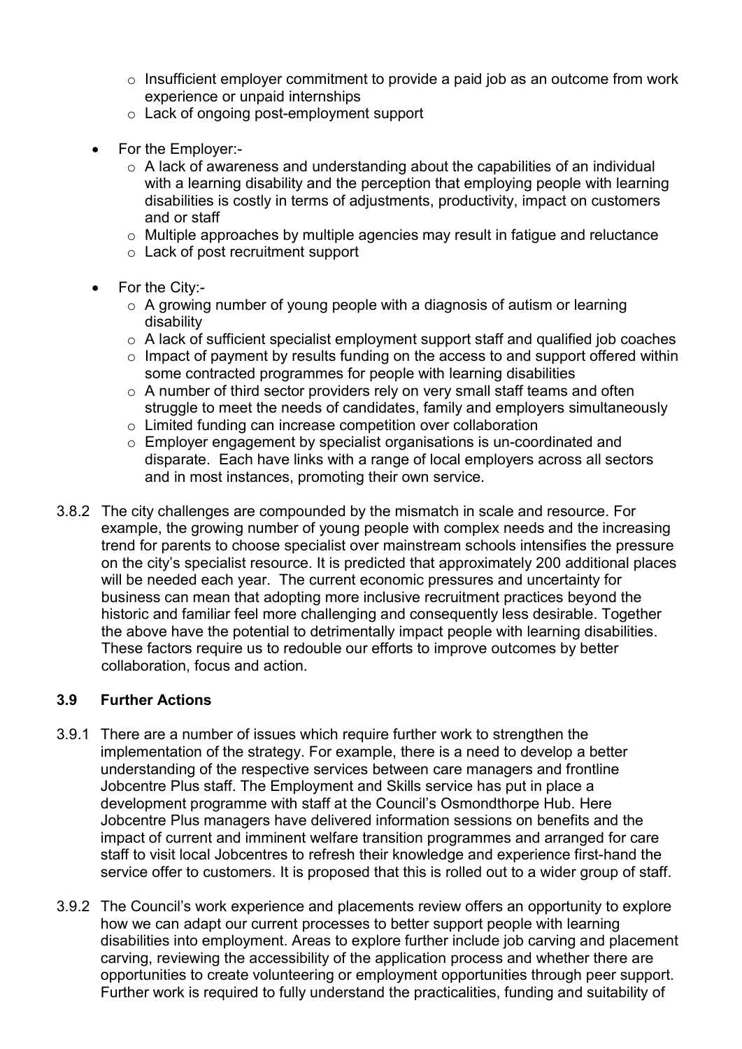- Insufficient employer commitment to provide a paid job as an outcome from work experience or unpaid internships
   - Lack of ongoing post-employment support

- For the Employer:-
   - A lack of awareness and understanding about the capabilities of an individual with a learning disability and the perception that employing people with learning disabilities is costly in terms of adjustments, productivity, impact on customers and or staff
   - Multiple approaches by multiple agencies may result in fatigue and reluctance
   - Lack of post recruitment support

- For the City:-
   - A growing number of young people with a diagnosis of autism or learning disability
   - A lack of sufficient specialist employment support staff and qualified job coaches
   - Impact of payment by results funding on the access to and support offered within some contracted programmes for people with learning disabilities
   - A number of third sector providers rely on very small staff teams and often struggle to meet the needs of candidates, family and employers simultaneously
   - Limited funding can increase competition over collaboration
   - Employer engagement by specialist organisations is un-coordinated and disparate. Each have links with a range of local employers across all sectors and in most instances, promoting their own service.

3.8.2 The city challenges are compounded by the mismatch in scale and resource. For example, the growing number of young people with complex needs and the increasing trend for parents to choose specialist over mainstream schools intensifies the pressure on the city's specialist resource. It is predicted that approximately 200 additional places will be needed each year. The current economic pressures and uncertainty for business can mean that adopting more inclusive recruitment practices beyond the historic and familiar feel more challenging and consequently less desirable. Together the above have the potential to detrimentally impact people with learning disabilities. These factors require us to redouble our efforts to improve outcomes by better collaboration, focus and action.

### 3.9 Further Actions

3.9.1 There are a number of issues which require further work to strengthen the implementation of the strategy. For example, there is a need to develop a better understanding of the respective services between care managers and frontline Jobcentre Plus staff. The Employment and Skills service has put in place a development programme with staff at the Council's Osmondthorpe Hub. Here Jobcentre Plus managers have delivered information sessions on benefits and the impact of current and imminent welfare transition programmes and arranged for care staff to visit local Jobcentres to refresh their knowledge and experience first-hand the service offer to customers. It is proposed that this is rolled out to a wider group of staff.

3.9.2 The Council's work experience and placements review offers an opportunity to explore how we can adapt our current processes to better support people with learning disabilities into employment. Areas to explore further include job carving and placement carving, reviewing the accessibility of the application process and whether there are opportunities to create volunteering or employment opportunities through peer support. Further work is required to fully understand the practicalities, funding and suitability of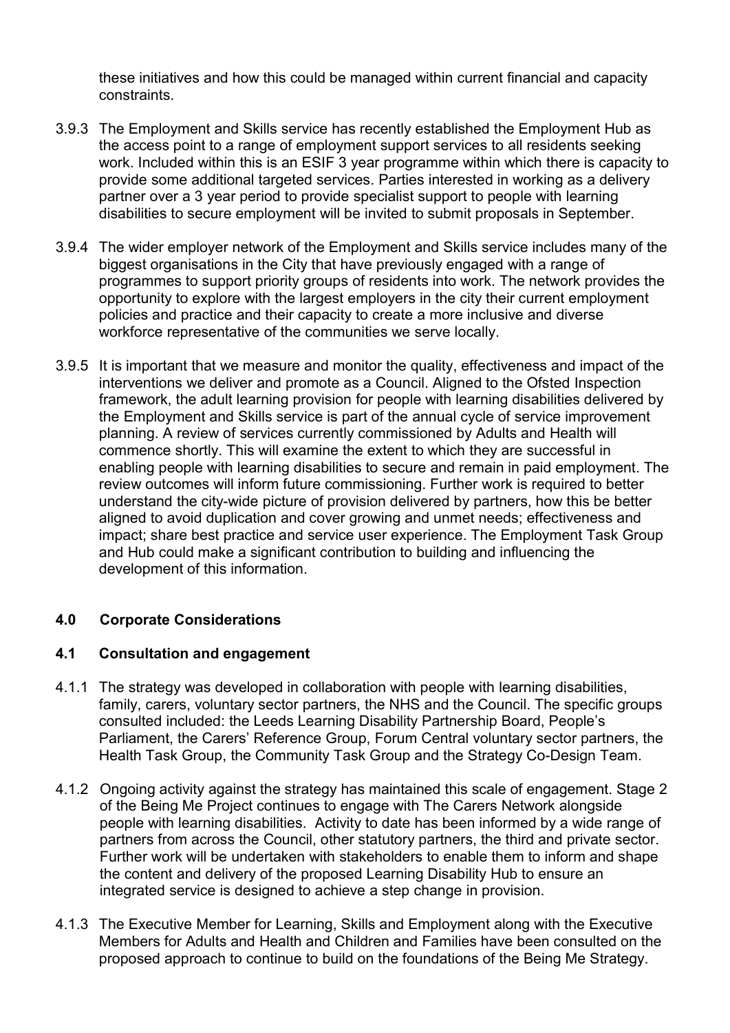these initiatives and how this could be managed within current financial and capacity constraints.

3.9.3 The Employment and Skills service has recently established the Employment Hub as the access point to a range of employment support services to all residents seeking work. Included within this is an ESIF 3 year programme within which there is capacity to provide some additional targeted services. Parties interested in working as a delivery partner over a 3 year period to provide specialist support to people with learning disabilities to secure employment will be invited to submit proposals in September.

3.9.4 The wider employer network of the Employment and Skills service includes many of the biggest organisations in the City that have previously engaged with a range of programmes to support priority groups of residents into work. The network provides the opportunity to explore with the largest employers in the city their current employment policies and practice and their capacity to create a more inclusive and diverse workforce representative of the communities we serve locally.

3.9.5 It is important that we measure and monitor the quality, effectiveness and impact of the interventions we deliver and promote as a Council. Aligned to the Ofsted Inspection framework, the adult learning provision for people with learning disabilities delivered by the Employment and Skills service is part of the annual cycle of service improvement planning. A review of services currently commissioned by Adults and Health will commence shortly. This will examine the extent to which they are successful in enabling people with learning disabilities to secure and remain in paid employment. The review outcomes will inform future commissioning. Further work is required to better understand the city-wide picture of provision delivered by partners, how this be better aligned to avoid duplication and cover growing and unmet needs; effectiveness and impact; share best practice and service user experience. The Employment Task Group and Hub could make a significant contribution to building and influencing the development of this information.

## 4.0 Corporate Considerations

### 4.1 Consultation and engagement

4.1.1 The strategy was developed in collaboration with people with learning disabilities, family, carers, voluntary sector partners, the NHS and the Council. The specific groups consulted included: the Leeds Learning Disability Partnership Board, People's Parliament, the Carers' Reference Group, Forum Central voluntary sector partners, the Health Task Group, the Community Task Group and the Strategy Co-Design Team.

4.1.2 Ongoing activity against the strategy has maintained this scale of engagement. Stage 2 of the Being Me Project continues to engage with The Carers Network alongside people with learning disabilities. Activity to date has been informed by a wide range of partners from across the Council, other statutory partners, the third and private sector. Further work will be undertaken with stakeholders to enable them to inform and shape the content and delivery of the proposed Learning Disability Hub to ensure an integrated service is designed to achieve a step change in provision.

4.1.3 The Executive Member for Learning, Skills and Employment along with the Executive Members for Adults and Health and Children and Families have been consulted on the proposed approach to continue to build on the foundations of the Being Me Strategy.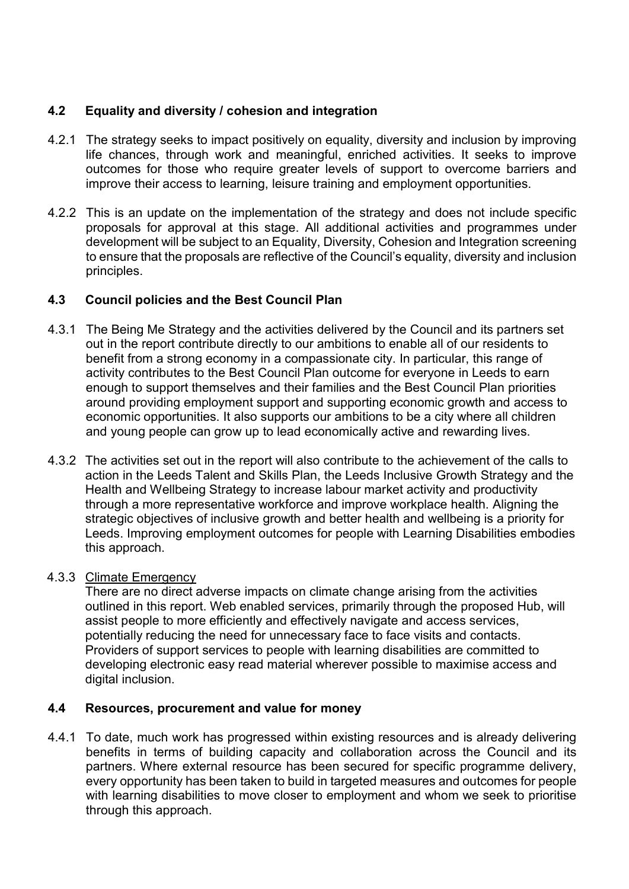### 4.2 Equality and diversity / cohesion and integration

4.2.1 The strategy seeks to impact positively on equality, diversity and inclusion by improving life chances, through work and meaningful, enriched activities. It seeks to improve outcomes for those who require greater levels of support to overcome barriers and improve their access to learning, leisure training and employment opportunities.

4.2.2 This is an update on the implementation of the strategy and does not include specific proposals for approval at this stage. All additional activities and programmes under development will be subject to an Equality, Diversity, Cohesion and Integration screening to ensure that the proposals are reflective of the Council's equality, diversity and inclusion principles.

### 4.3 Council policies and the Best Council Plan

4.3.1 The Being Me Strategy and the activities delivered by the Council and its partners set out in the report contribute directly to our ambitions to enable all of our residents to benefit from a strong economy in a compassionate city. In particular, this range of activity contributes to the Best Council Plan outcome for everyone in Leeds to earn enough to support themselves and their families and the Best Council Plan priorities around providing employment support and supporting economic growth and access to economic opportunities. It also supports our ambitions to be a city where all children and young people can grow up to lead economically active and rewarding lives.

4.3.2 The activities set out in the report will also contribute to the achievement of the calls to action in the Leeds Talent and Skills Plan, the Leeds Inclusive Growth Strategy and the Health and Wellbeing Strategy to increase labour market activity and productivity through a more representative workforce and improve workplace health. Aligning the strategic objectives of inclusive growth and better health and wellbeing is a priority for Leeds. Improving employment outcomes for people with Learning Disabilities embodies this approach.

4.3.3 Climate Emergency

There are no direct adverse impacts on climate change arising from the activities outlined in this report. Web enabled services, primarily through the proposed Hub, will assist people to more efficiently and effectively navigate and access services, potentially reducing the need for unnecessary face to face visits and contacts. Providers of support services to people with learning disabilities are committed to developing electronic easy read material wherever possible to maximise access and digital inclusion.

### 4.4 Resources, procurement and value for money

4.4.1 To date, much work has progressed within existing resources and is already delivering benefits in terms of building capacity and collaboration across the Council and its partners. Where external resource has been secured for specific programme delivery, every opportunity has been taken to build in targeted measures and outcomes for people with learning disabilities to move closer to employment and whom we seek to prioritise through this approach.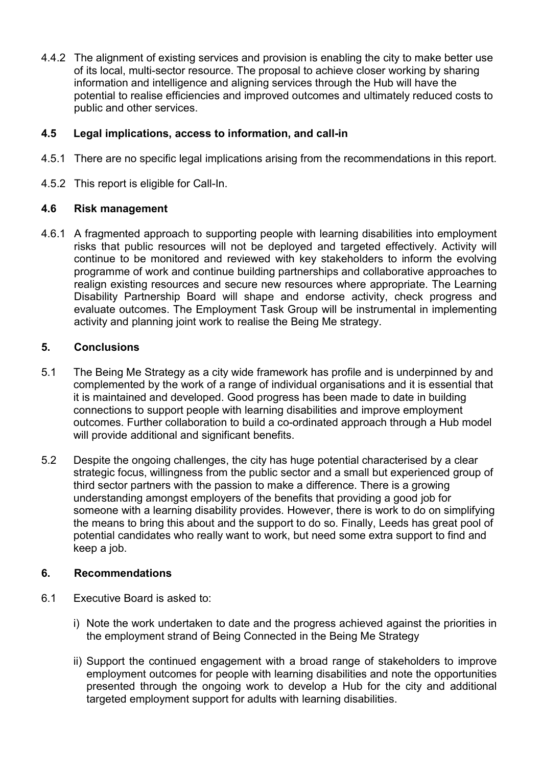4.4.2 The alignment of existing services and provision is enabling the city to make better use of its local, multi-sector resource. The proposal to achieve closer working by sharing information and intelligence and aligning services through the Hub will have the potential to realise efficiencies and improved outcomes and ultimately reduced costs to public and other services.

### 4.5 Legal implications, access to information, and call-in

4.5.1 There are no specific legal implications arising from the recommendations in this report.

4.5.2 This report is eligible for Call-In.

### 4.6 Risk management

4.6.1 A fragmented approach to supporting people with learning disabilities into employment risks that public resources will not be deployed and targeted effectively. Activity will continue to be monitored and reviewed with key stakeholders to inform the evolving programme of work and continue building partnerships and collaborative approaches to realign existing resources and secure new resources where appropriate. The Learning Disability Partnership Board will shape and endorse activity, check progress and evaluate outcomes. The Employment Task Group will be instrumental in implementing activity and planning joint work to realise the Being Me strategy.

## 5. Conclusions

5.1 The Being Me Strategy as a city wide framework has profile and is underpinned by and complemented by the work of a range of individual organisations and it is essential that it is maintained and developed. Good progress has been made to date in building connections to support people with learning disabilities and improve employment outcomes. Further collaboration to build a co-ordinated approach through a Hub model will provide additional and significant benefits.

5.2 Despite the ongoing challenges, the city has huge potential characterised by a clear strategic focus, willingness from the public sector and a small but experienced group of third sector partners with the passion to make a difference. There is a growing understanding amongst employers of the benefits that providing a good job for someone with a learning disability provides. However, there is work to do on simplifying the means to bring this about and the support to do so. Finally, Leeds has great pool of potential candidates who really want to work, but need some extra support to find and keep a job.

## 6. Recommendations

6.1 Executive Board is asked to:

i) Note the work undertaken to date and the progress achieved against the priorities in the employment strand of Being Connected in the Being Me Strategy

ii) Support the continued engagement with a broad range of stakeholders to improve employment outcomes for people with learning disabilities and note the opportunities presented through the ongoing work to develop a Hub for the city and additional targeted employment support for adults with learning disabilities.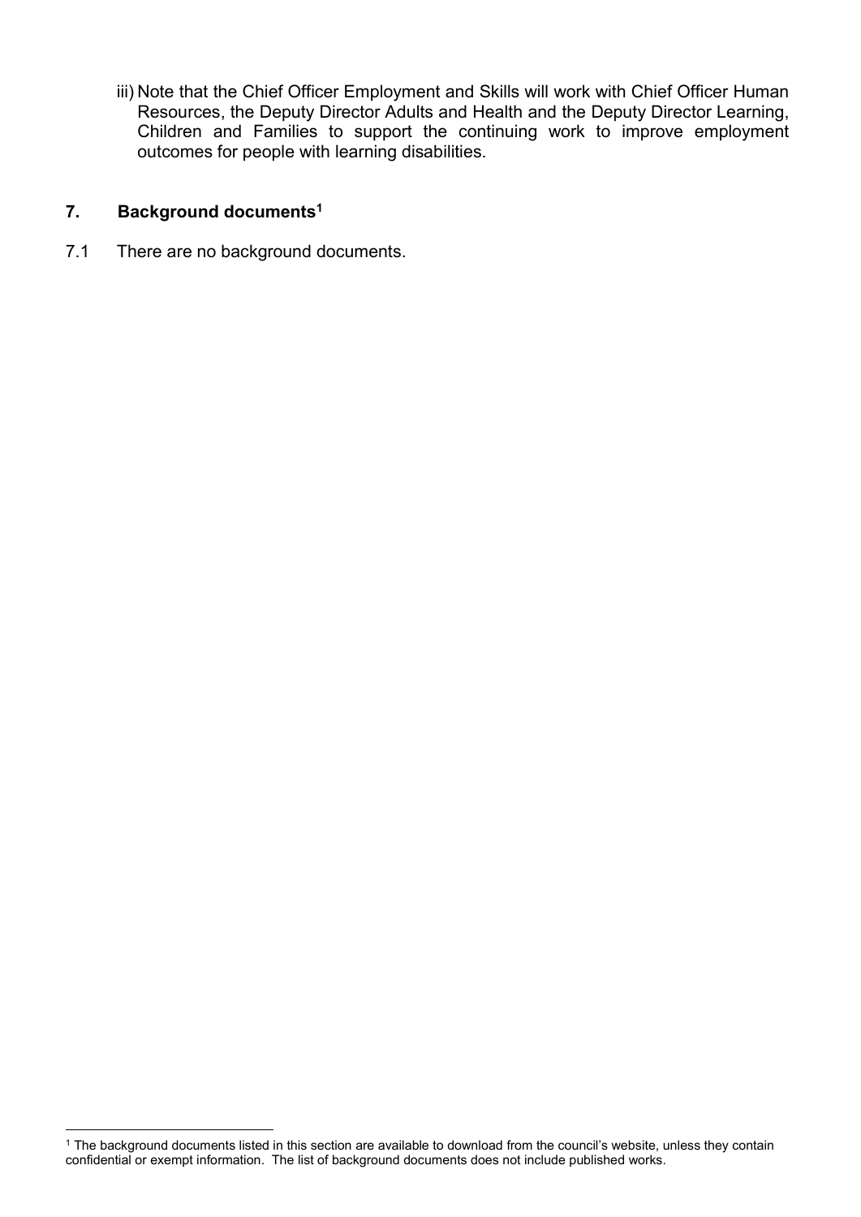iii) Note that the Chief Officer Employment and Skills will work with Chief Officer Human Resources, the Deputy Director Adults and Health and the Deputy Director Learning, Children and Families to support the continuing work to improve employment outcomes for people with learning disabilities.

## 7. Background documents[1]

7.1 There are no background documents.

[1] The background documents listed in this section are available to download from the council's website, unless they contain confidential or exempt information. The list of background documents does not include published works.